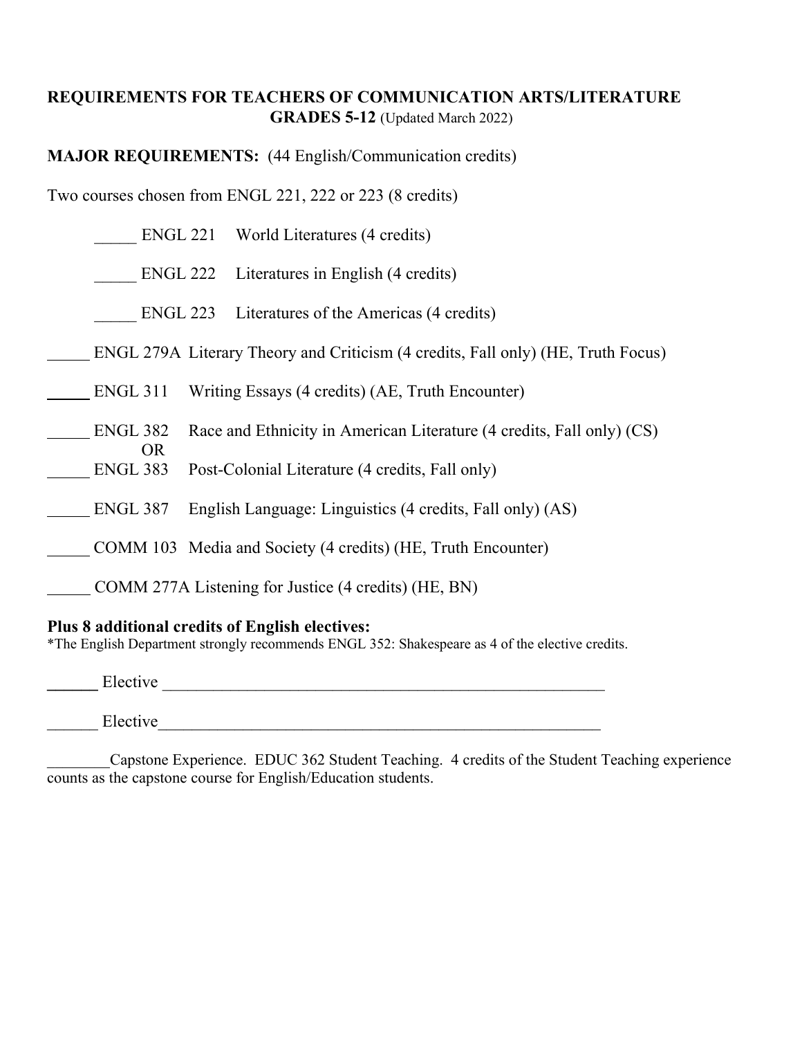**REQUIREMENTS FOR TEACHERS OF COMMUNICATION ARTS/LITERATURE GRADES 5-12** (Updated March 2022)

**MAJOR REQUIREMENTS:** (44 English/Communication credits)

Two courses chosen from ENGL 221, 222 or 223 (8 credits)

- _____ ENGL 221 World Literatures (4 credits)
- _____ ENGL 222 Literatures in English (4 credits)
- _____ ENGL 223 Literatures of the Americas (4 credits)

_____ ENGL 279A Literary Theory and Criticism (4 credits, Fall only) (HE, Truth Focus)

_____ ENGL 311 Writing Essays (4 credits) (AE, Truth Encounter)

_____ ENGL 382 Race and Ethnicity in American Literature (4 credits, Fall only) (CS)
OR
_____ ENGL 383 Post-Colonial Literature (4 credits, Fall only)

_____ ENGL 387 English Language: Linguistics (4 credits, Fall only) (AS)

_____ COMM 103 Media and Society (4 credits) (HE, Truth Encounter)

_____ COMM 277A Listening for Justice (4 credits) (HE, BN)

**Plus 8 additional credits of English electives:**
*The English Department strongly recommends ENGL 352: Shakespeare as 4 of the elective credits.

______ Elective ______________________________________________________

______ Elective______________________________________________________

________Capstone Experience. EDUC 362 Student Teaching. 4 credits of the Student Teaching experience counts as the capstone course for English/Education students.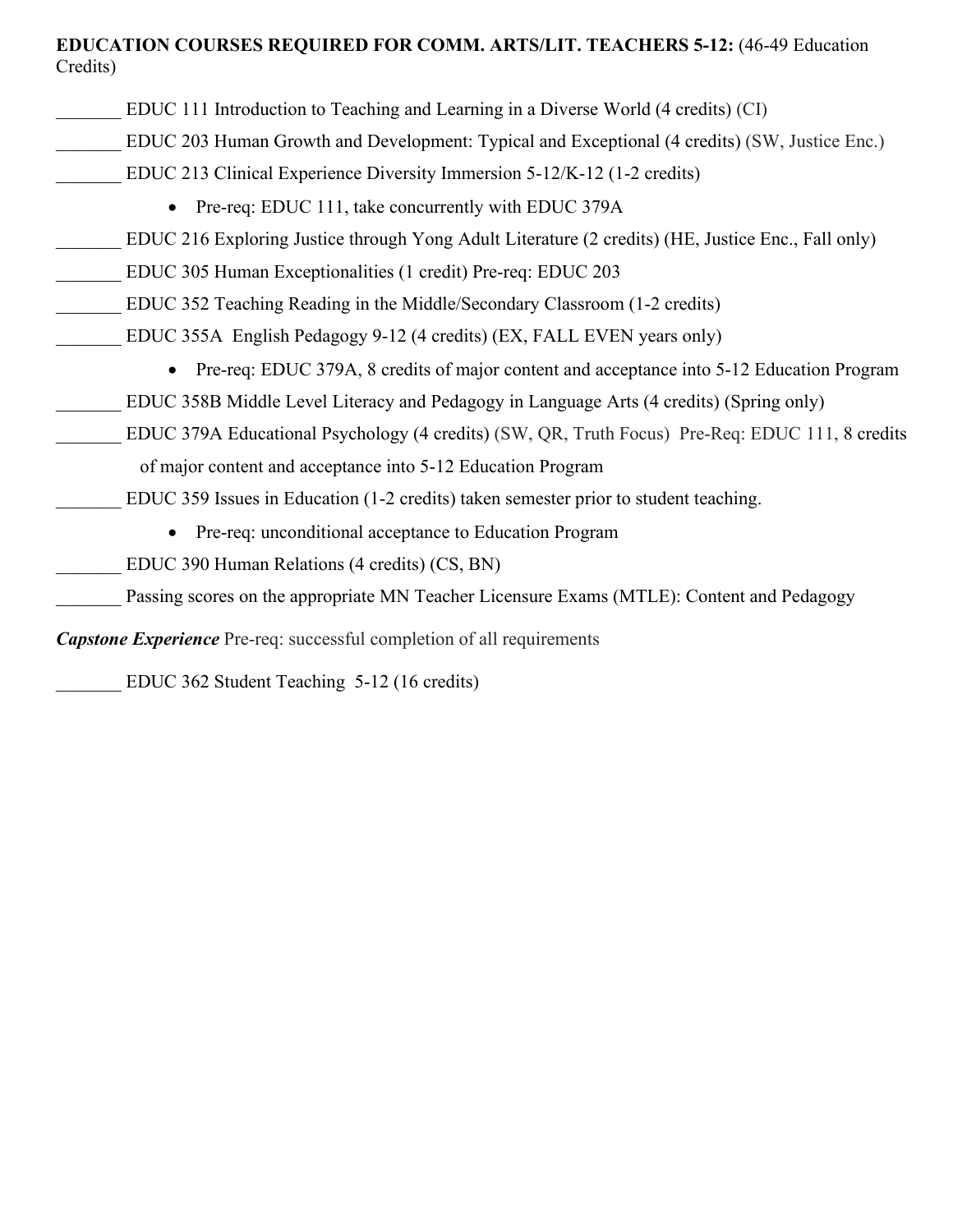**EDUCATION COURSES REQUIRED FOR COMM. ARTS/LIT. TEACHERS 5-12:** (46-49 Education Credits)

_______ EDUC 111 Introduction to Teaching and Learning in a Diverse World (4 credits) (CI)

_______ EDUC 203 Human Growth and Development: Typical and Exceptional (4 credits) (SW, Justice Enc.)

_______ EDUC 213 Clinical Experience Diversity Immersion 5-12/K-12 (1-2 credits)

- Pre-req: EDUC 111, take concurrently with EDUC 379A

_______ EDUC 216 Exploring Justice through Yong Adult Literature (2 credits) (HE, Justice Enc., Fall only)

_______ EDUC 305 Human Exceptionalities (1 credit) Pre-req: EDUC 203

_______ EDUC 352 Teaching Reading in the Middle/Secondary Classroom (1-2 credits)

_______ EDUC 355A English Pedagogy 9-12 (4 credits) (EX, FALL EVEN years only)

- Pre-req: EDUC 379A, 8 credits of major content and acceptance into 5-12 Education Program

_______ EDUC 358B Middle Level Literacy and Pedagogy in Language Arts (4 credits) (Spring only)

_______ EDUC 379A Educational Psychology (4 credits) (SW, QR, Truth Focus) Pre-Req: EDUC 111, 8 credits of major content and acceptance into 5-12 Education Program

_______ EDUC 359 Issues in Education (1-2 credits) taken semester prior to student teaching.

- Pre-req: unconditional acceptance to Education Program

_______ EDUC 390 Human Relations (4 credits) (CS, BN)

_______ Passing scores on the appropriate MN Teacher Licensure Exams (MTLE): Content and Pedagogy

***Capstone Experience*** Pre-req: successful completion of all requirements

_______ EDUC 362 Student Teaching 5-12 (16 credits)